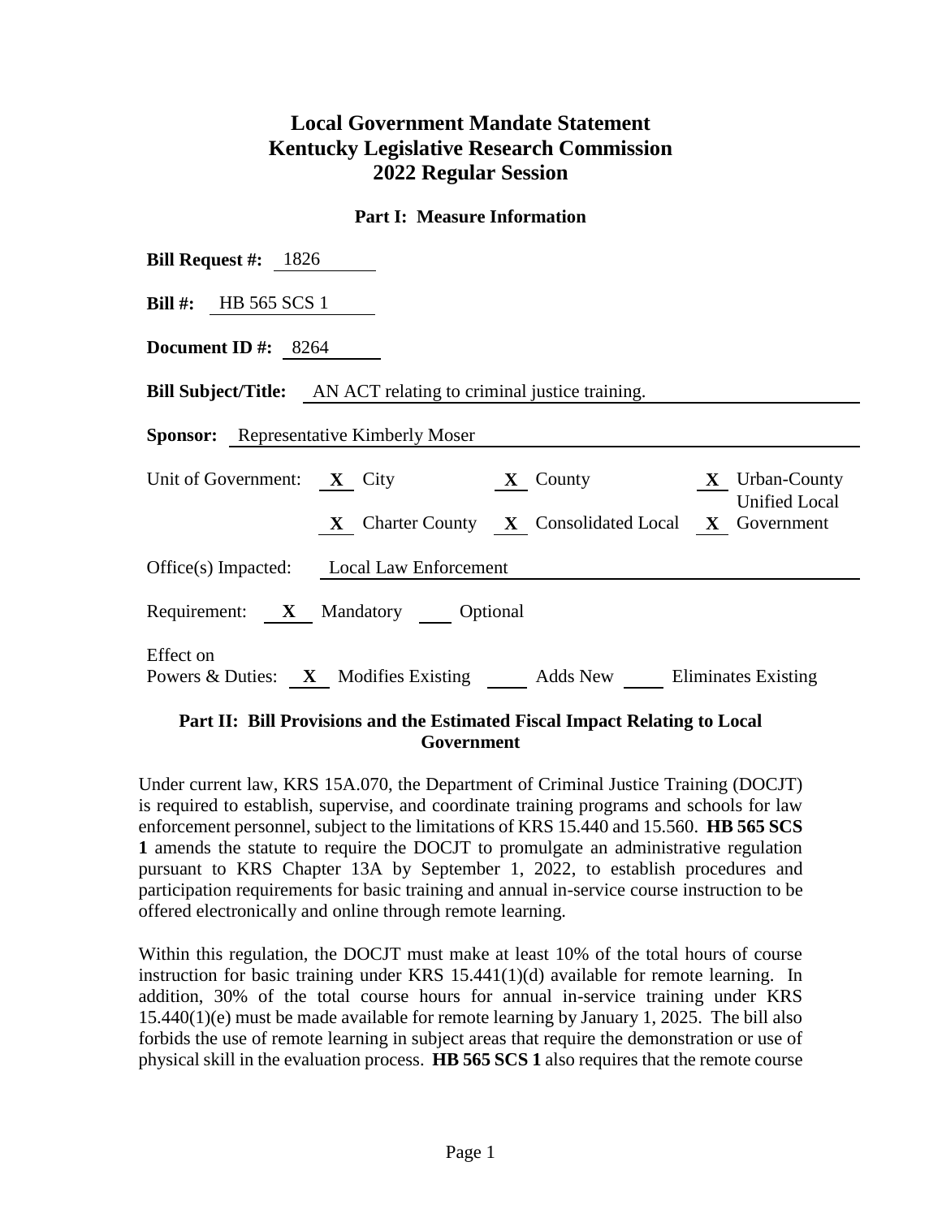# Local Government Mandate Statement
# Kentucky Legislative Research Commission
# 2022 Regular Session

## Part I: Measure Information

**Bill Request #:** 1826

**Bill #:** HB 565 SCS 1

**Document ID #:** 8264

**Bill Subject/Title:** AN ACT relating to criminal justice training.

**Sponsor:** Representative Kimberly Moser

Unit of Government: **X** City **X** County **X** Urban-County Unified Local Government **X** Charter County **X** Consolidated Local **X** Government

Office(s) Impacted: Local Law Enforcement

Requirement: **X** Mandatory ___ Optional

Effect on Powers & Duties: **X** Modifies Existing ___ Adds New ___ Eliminates Existing

## Part II: Bill Provisions and the Estimated Fiscal Impact Relating to Local Government

Under current law, KRS 15A.070, the Department of Criminal Justice Training (DOCJT) is required to establish, supervise, and coordinate training programs and schools for law enforcement personnel, subject to the limitations of KRS 15.440 and 15.560. **HB 565 SCS 1** amends the statute to require the DOCJT to promulgate an administrative regulation pursuant to KRS Chapter 13A by September 1, 2022, to establish procedures and participation requirements for basic training and annual in-service course instruction to be offered electronically and online through remote learning.

Within this regulation, the DOCJT must make at least 10% of the total hours of course instruction for basic training under KRS 15.441(1)(d) available for remote learning. In addition, 30% of the total course hours for annual in-service training under KRS 15.440(1)(e) must be made available for remote learning by January 1, 2025. The bill also forbids the use of remote learning in subject areas that require the demonstration or use of physical skill in the evaluation process. **HB 565 SCS 1** also requires that the remote course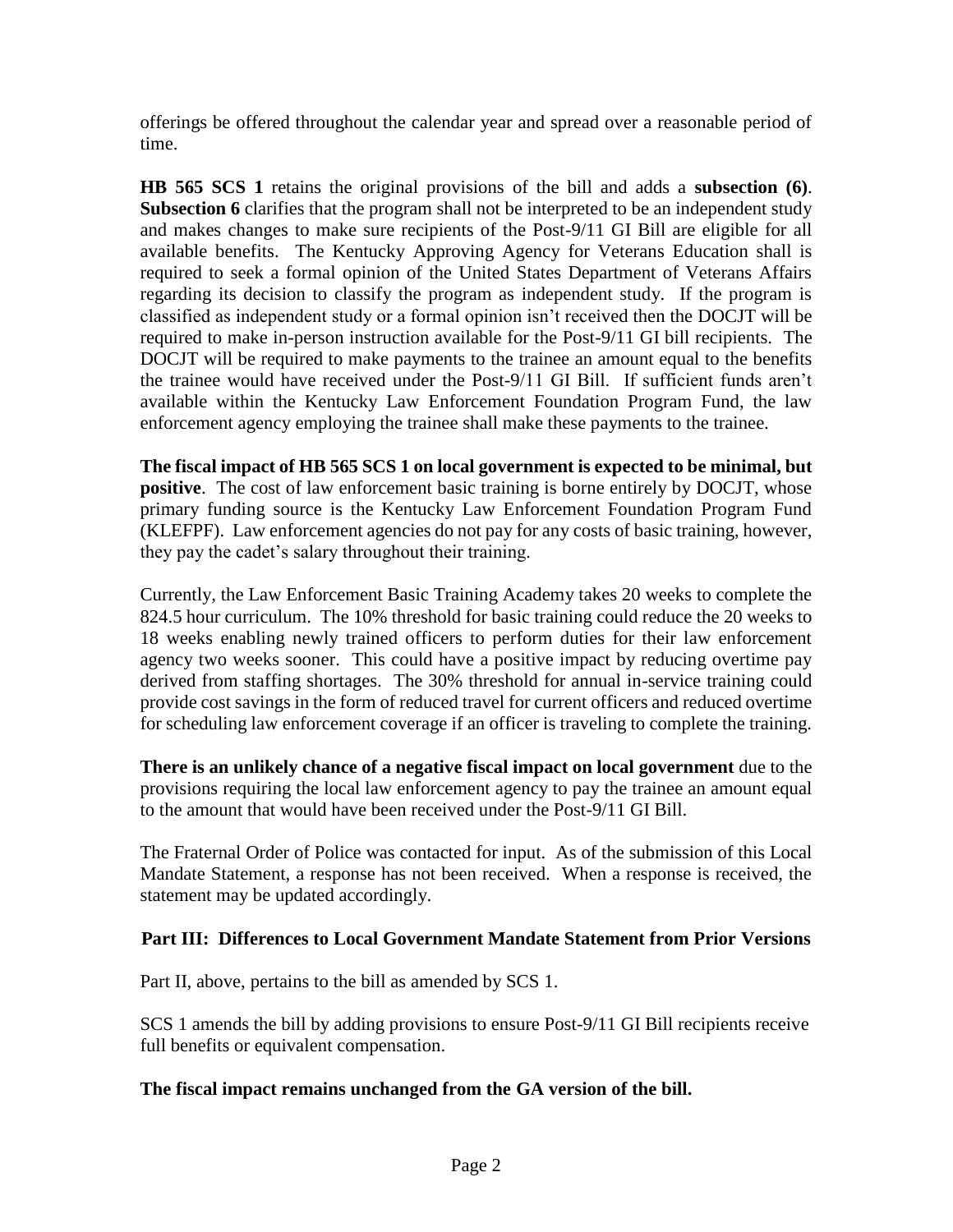offerings be offered throughout the calendar year and spread over a reasonable period of time.

**HB 565 SCS 1** retains the original provisions of the bill and adds a **subsection (6)**. **Subsection 6** clarifies that the program shall not be interpreted to be an independent study and makes changes to make sure recipients of the Post-9/11 GI Bill are eligible for all available benefits. The Kentucky Approving Agency for Veterans Education shall is required to seek a formal opinion of the United States Department of Veterans Affairs regarding its decision to classify the program as independent study. If the program is classified as independent study or a formal opinion isn't received then the DOCJT will be required to make in-person instruction available for the Post-9/11 GI bill recipients. The DOCJT will be required to make payments to the trainee an amount equal to the benefits the trainee would have received under the Post-9/11 GI Bill. If sufficient funds aren't available within the Kentucky Law Enforcement Foundation Program Fund, the law enforcement agency employing the trainee shall make these payments to the trainee.

**The fiscal impact of HB 565 SCS 1 on local government is expected to be minimal, but positive**. The cost of law enforcement basic training is borne entirely by DOCJT, whose primary funding source is the Kentucky Law Enforcement Foundation Program Fund (KLEFPF). Law enforcement agencies do not pay for any costs of basic training, however, they pay the cadet's salary throughout their training.

Currently, the Law Enforcement Basic Training Academy takes 20 weeks to complete the 824.5 hour curriculum. The 10% threshold for basic training could reduce the 20 weeks to 18 weeks enabling newly trained officers to perform duties for their law enforcement agency two weeks sooner. This could have a positive impact by reducing overtime pay derived from staffing shortages. The 30% threshold for annual in-service training could provide cost savings in the form of reduced travel for current officers and reduced overtime for scheduling law enforcement coverage if an officer is traveling to complete the training.

**There is an unlikely chance of a negative fiscal impact on local government** due to the provisions requiring the local law enforcement agency to pay the trainee an amount equal to the amount that would have been received under the Post-9/11 GI Bill.

The Fraternal Order of Police was contacted for input. As of the submission of this Local Mandate Statement, a response has not been received. When a response is received, the statement may be updated accordingly.

## Part III: Differences to Local Government Mandate Statement from Prior Versions

Part II, above, pertains to the bill as amended by SCS 1.

SCS 1 amends the bill by adding provisions to ensure Post-9/11 GI Bill recipients receive full benefits or equivalent compensation.

**The fiscal impact remains unchanged from the GA version of the bill.**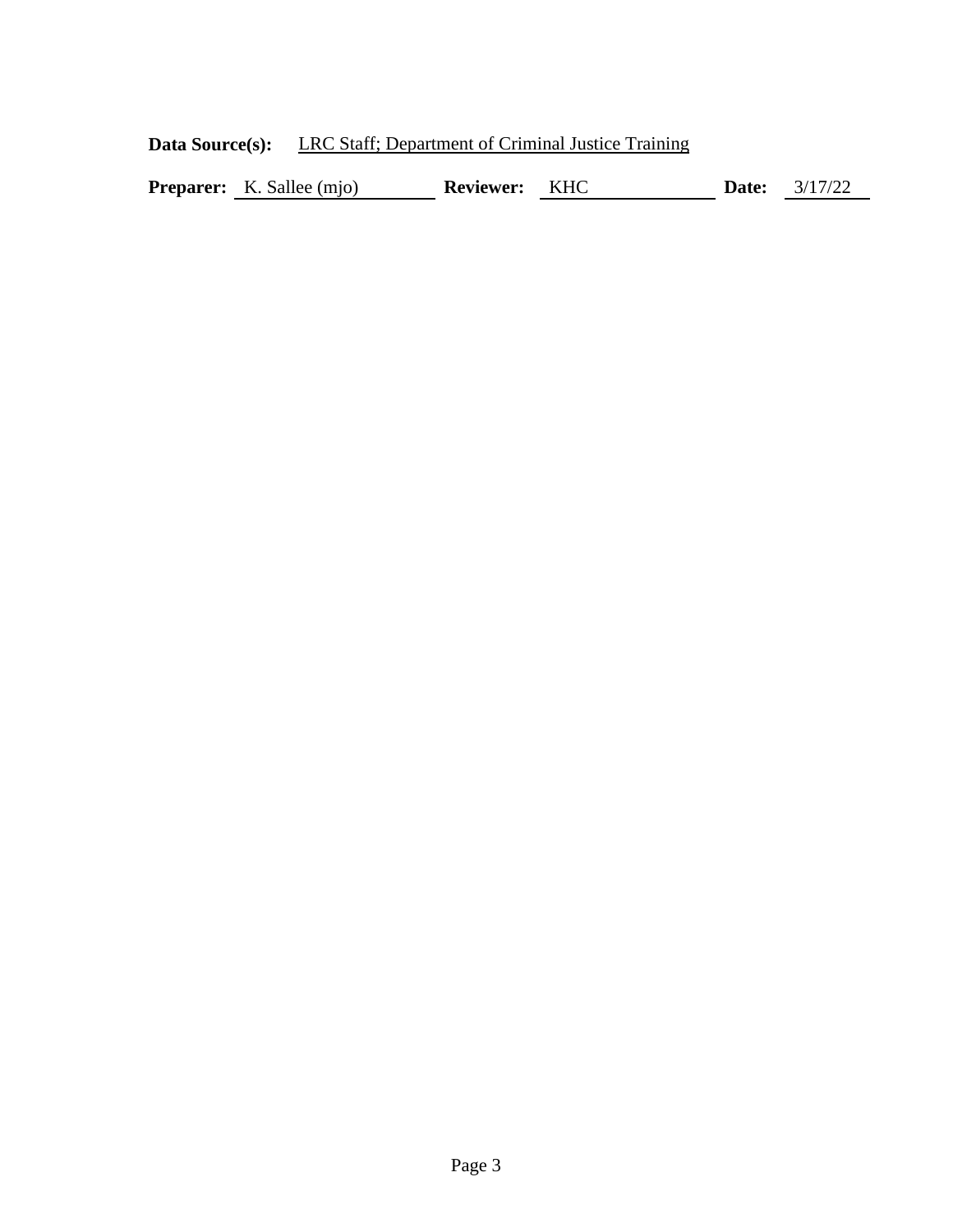**Data Source(s):** LRC Staff; Department of Criminal Justice Training

**Preparer:** K. Sallee (mjo) **Reviewer:** KHC **Date:** 3/17/22